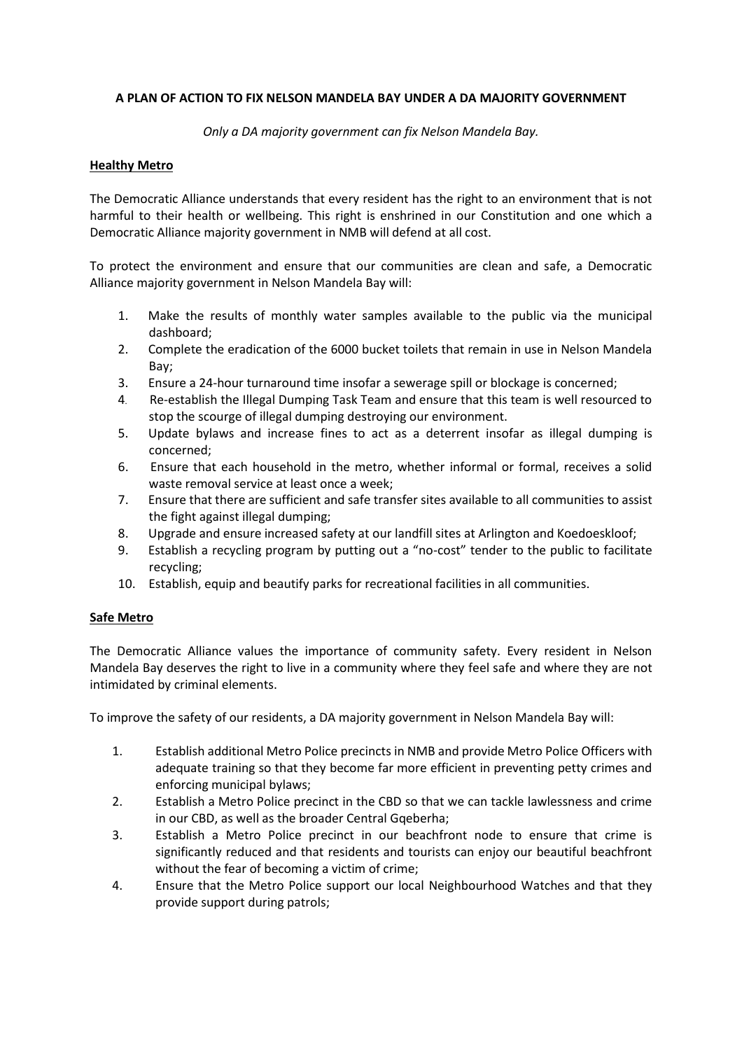**A PLAN OF ACTION TO FIX NELSON MANDELA BAY UNDER A DA MAJORITY GOVERNMENT**

*Only a DA majority government can fix Nelson Mandela Bay.*

## Healthy Metro

The Democratic Alliance understands that every resident has the right to an environment that is not harmful to their health or wellbeing. This right is enshrined in our Constitution and one which a Democratic Alliance majority government in NMB will defend at all cost.

To protect the environment and ensure that our communities are clean and safe, a Democratic Alliance majority government in Nelson Mandela Bay will:

1. Make the results of monthly water samples available to the public via the municipal dashboard;
2. Complete the eradication of the 6000 bucket toilets that remain in use in Nelson Mandela Bay;
3. Ensure a 24-hour turnaround time insofar a sewerage spill or blockage is concerned;
4. Re-establish the Illegal Dumping Task Team and ensure that this team is well resourced to stop the scourge of illegal dumping destroying our environment.
5. Update bylaws and increase fines to act as a deterrent insofar as illegal dumping is concerned;
6. Ensure that each household in the metro, whether informal or formal, receives a solid waste removal service at least once a week;
7. Ensure that there are sufficient and safe transfer sites available to all communities to assist the fight against illegal dumping;
8. Upgrade and ensure increased safety at our landfill sites at Arlington and Koedoeskloof;
9. Establish a recycling program by putting out a "no-cost" tender to the public to facilitate recycling;
10. Establish, equip and beautify parks for recreational facilities in all communities.

## Safe Metro

The Democratic Alliance values the importance of community safety. Every resident in Nelson Mandela Bay deserves the right to live in a community where they feel safe and where they are not intimidated by criminal elements.

To improve the safety of our residents, a DA majority government in Nelson Mandela Bay will:

1. Establish additional Metro Police precincts in NMB and provide Metro Police Officers with adequate training so that they become far more efficient in preventing petty crimes and enforcing municipal bylaws;
2. Establish a Metro Police precinct in the CBD so that we can tackle lawlessness and crime in our CBD, as well as the broader Central Gqeberha;
3. Establish a Metro Police precinct in our beachfront node to ensure that crime is significantly reduced and that residents and tourists can enjoy our beautiful beachfront without the fear of becoming a victim of crime;
4. Ensure that the Metro Police support our local Neighbourhood Watches and that they provide support during patrols;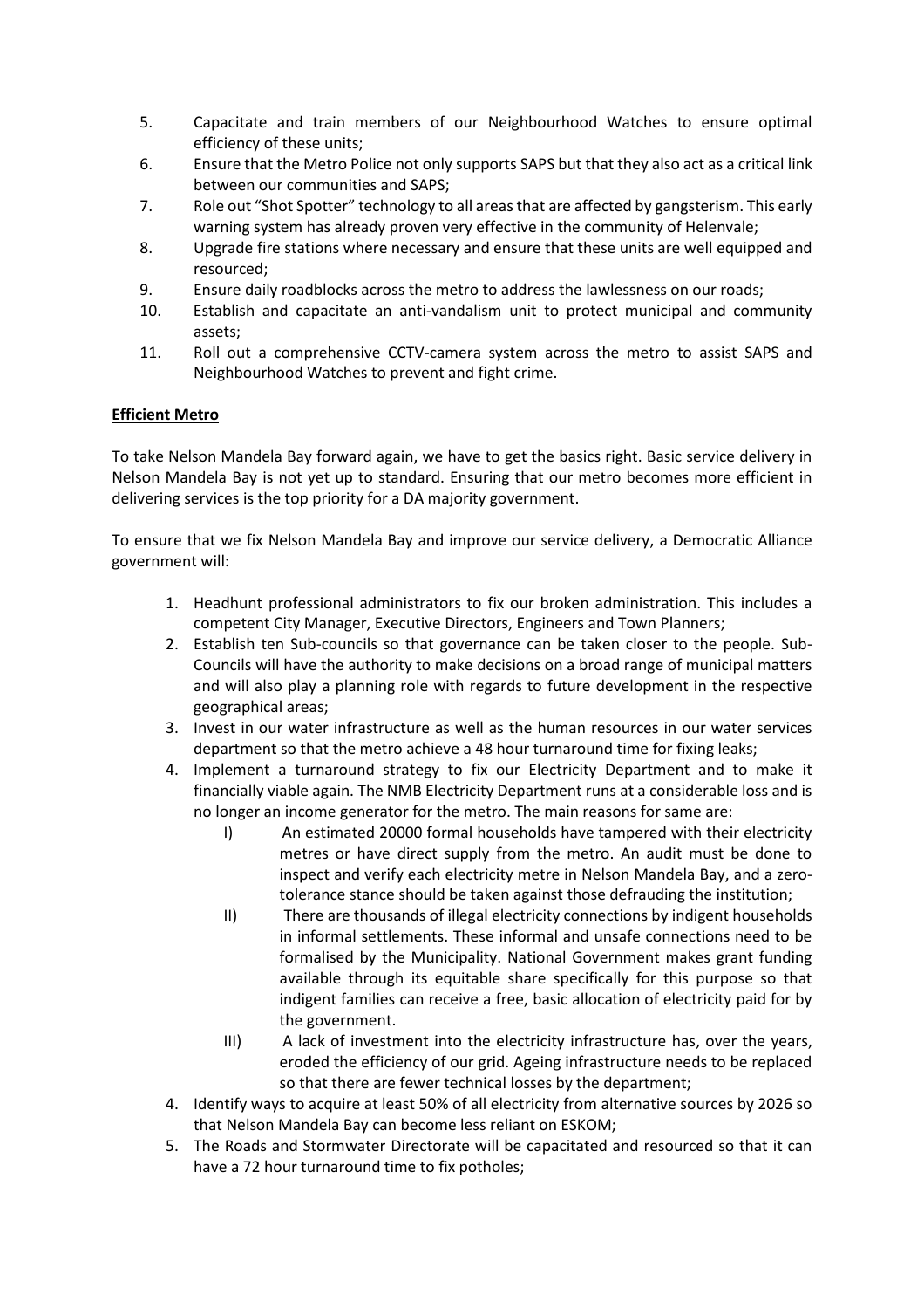5. Capacitate and train members of our Neighbourhood Watches to ensure optimal efficiency of these units;
6. Ensure that the Metro Police not only supports SAPS but that they also act as a critical link between our communities and SAPS;
7. Role out "Shot Spotter" technology to all areas that are affected by gangsterism. This early warning system has already proven very effective in the community of Helenvale;
8. Upgrade fire stations where necessary and ensure that these units are well equipped and resourced;
9. Ensure daily roadblocks across the metro to address the lawlessness on our roads;
10. Establish and capacitate an anti-vandalism unit to protect municipal and community assets;
11. Roll out a comprehensive CCTV-camera system across the metro to assist SAPS and Neighbourhood Watches to prevent and fight crime.

**Efficient Metro**

To take Nelson Mandela Bay forward again, we have to get the basics right. Basic service delivery in Nelson Mandela Bay is not yet up to standard. Ensuring that our metro becomes more efficient in delivering services is the top priority for a DA majority government.

To ensure that we fix Nelson Mandela Bay and improve our service delivery, a Democratic Alliance government will:

1. Headhunt professional administrators to fix our broken administration. This includes a competent City Manager, Executive Directors, Engineers and Town Planners;
2. Establish ten Sub-councils so that governance can be taken closer to the people. Sub-Councils will have the authority to make decisions on a broad range of municipal matters and will also play a planning role with regards to future development in the respective geographical areas;
3. Invest in our water infrastructure as well as the human resources in our water services department so that the metro achieve a 48 hour turnaround time for fixing leaks;
4. Implement a turnaround strategy to fix our Electricity Department and to make it financially viable again. The NMB Electricity Department runs at a considerable loss and is no longer an income generator for the metro. The main reasons for same are:
    I) An estimated 20000 formal households have tampered with their electricity metres or have direct supply from the metro. An audit must be done to inspect and verify each electricity metre in Nelson Mandela Bay, and a zero-tolerance stance should be taken against those defrauding the institution;
    II) There are thousands of illegal electricity connections by indigent households in informal settlements. These informal and unsafe connections need to be formalised by the Municipality. National Government makes grant funding available through its equitable share specifically for this purpose so that indigent families can receive a free, basic allocation of electricity paid for by the government.
    III) A lack of investment into the electricity infrastructure has, over the years, eroded the efficiency of our grid. Ageing infrastructure needs to be replaced so that there are fewer technical losses by the department;
4. Identify ways to acquire at least 50% of all electricity from alternative sources by 2026 so that Nelson Mandela Bay can become less reliant on ESKOM;
5. The Roads and Stormwater Directorate will be capacitated and resourced so that it can have a 72 hour turnaround time to fix potholes;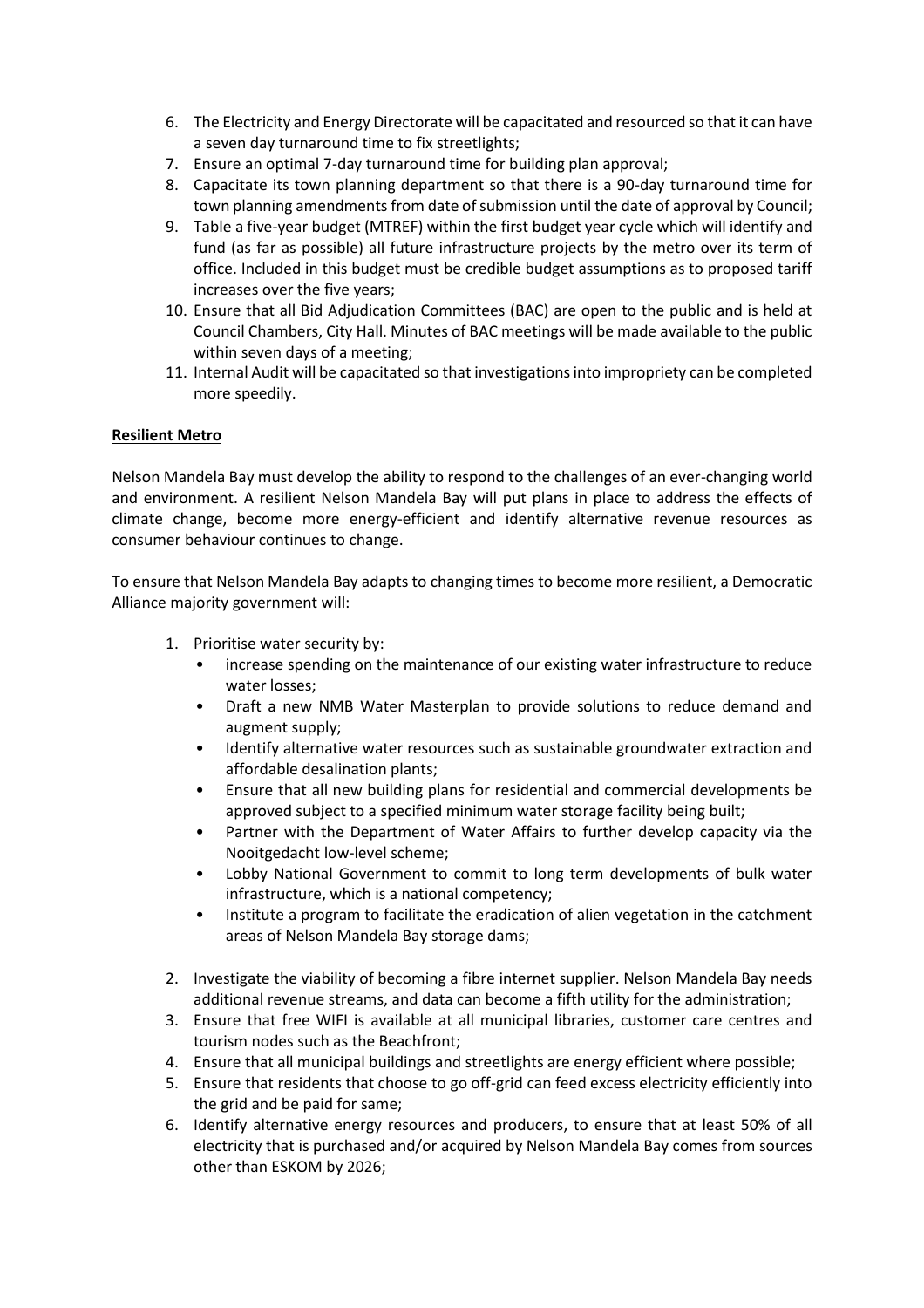6. The Electricity and Energy Directorate will be capacitated and resourced so that it can have a seven day turnaround time to fix streetlights;
7. Ensure an optimal 7-day turnaround time for building plan approval;
8. Capacitate its town planning department so that there is a 90-day turnaround time for town planning amendments from date of submission until the date of approval by Council;
9. Table a five-year budget (MTREF) within the first budget year cycle which will identify and fund (as far as possible) all future infrastructure projects by the metro over its term of office. Included in this budget must be credible budget assumptions as to proposed tariff increases over the five years;
10. Ensure that all Bid Adjudication Committees (BAC) are open to the public and is held at Council Chambers, City Hall. Minutes of BAC meetings will be made available to the public within seven days of a meeting;
11. Internal Audit will be capacitated so that investigations into impropriety can be completed more speedily.

**Resilient Metro**

Nelson Mandela Bay must develop the ability to respond to the challenges of an ever-changing world and environment. A resilient Nelson Mandela Bay will put plans in place to address the effects of climate change, become more energy-efficient and identify alternative revenue resources as consumer behaviour continues to change.

To ensure that Nelson Mandela Bay adapts to changing times to become more resilient, a Democratic Alliance majority government will:

1. Prioritise water security by:
   - increase spending on the maintenance of our existing water infrastructure to reduce water losses;
   - Draft a new NMB Water Masterplan to provide solutions to reduce demand and augment supply;
   - Identify alternative water resources such as sustainable groundwater extraction and affordable desalination plants;
   - Ensure that all new building plans for residential and commercial developments be approved subject to a specified minimum water storage facility being built;
   - Partner with the Department of Water Affairs to further develop capacity via the Nooitgedacht low-level scheme;
   - Lobby National Government to commit to long term developments of bulk water infrastructure, which is a national competency;
   - Institute a program to facilitate the eradication of alien vegetation in the catchment areas of Nelson Mandela Bay storage dams;

2. Investigate the viability of becoming a fibre internet supplier. Nelson Mandela Bay needs additional revenue streams, and data can become a fifth utility for the administration;
3. Ensure that free WIFI is available at all municipal libraries, customer care centres and tourism nodes such as the Beachfront;
4. Ensure that all municipal buildings and streetlights are energy efficient where possible;
5. Ensure that residents that choose to go off-grid can feed excess electricity efficiently into the grid and be paid for same;
6. Identify alternative energy resources and producers, to ensure that at least 50% of all electricity that is purchased and/or acquired by Nelson Mandela Bay comes from sources other than ESKOM by 2026;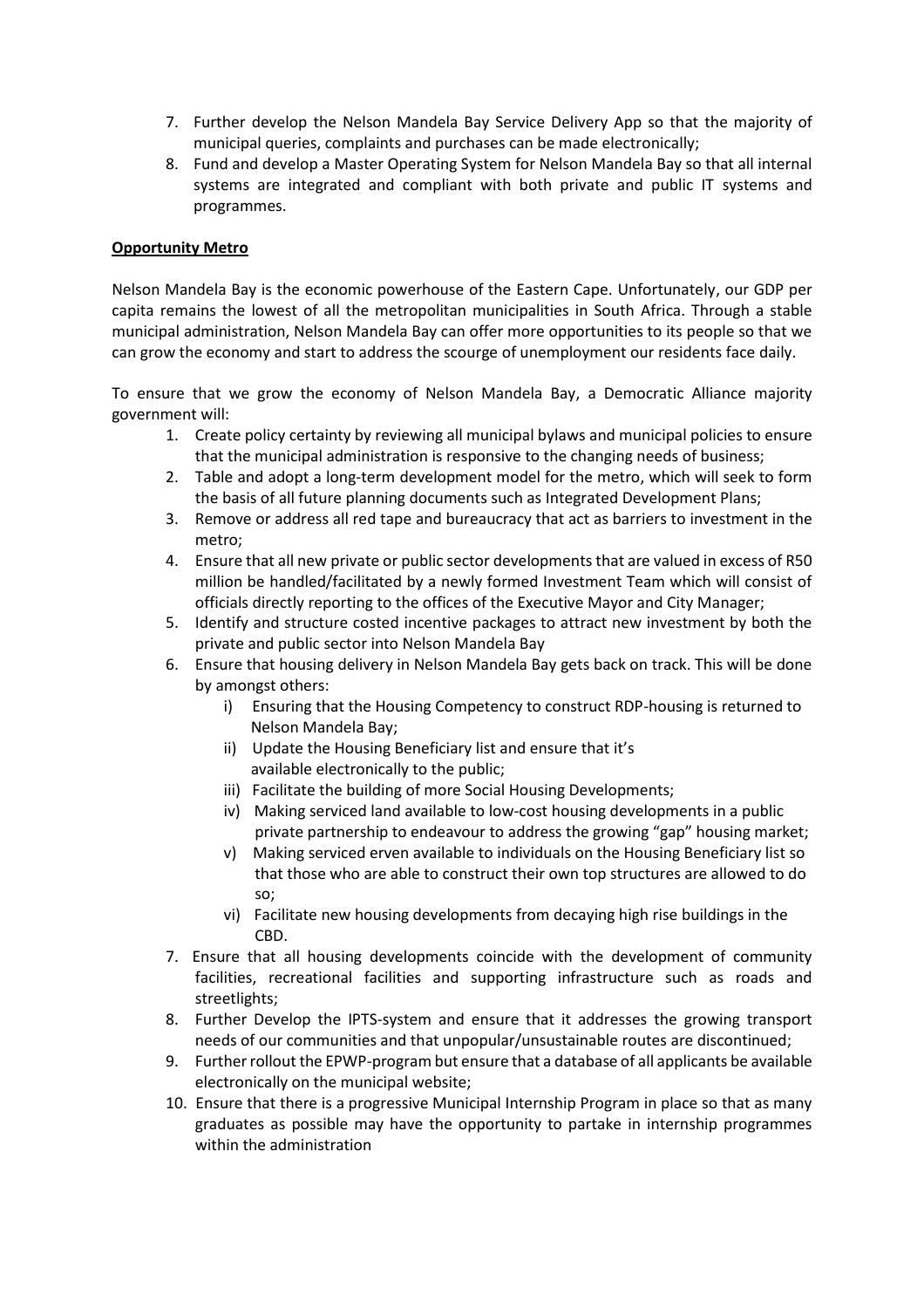7. Further develop the Nelson Mandela Bay Service Delivery App so that the majority of municipal queries, complaints and purchases can be made electronically;
8. Fund and develop a Master Operating System for Nelson Mandela Bay so that all internal systems are integrated and compliant with both private and public IT systems and programmes.

**Opportunity Metro**

Nelson Mandela Bay is the economic powerhouse of the Eastern Cape. Unfortunately, our GDP per capita remains the lowest of all the metropolitan municipalities in South Africa. Through a stable municipal administration, Nelson Mandela Bay can offer more opportunities to its people so that we can grow the economy and start to address the scourge of unemployment our residents face daily.

To ensure that we grow the economy of Nelson Mandela Bay, a Democratic Alliance majority government will:

1. Create policy certainty by reviewing all municipal bylaws and municipal policies to ensure that the municipal administration is responsive to the changing needs of business;
2. Table and adopt a long-term development model for the metro, which will seek to form the basis of all future planning documents such as Integrated Development Plans;
3. Remove or address all red tape and bureaucracy that act as barriers to investment in the metro;
4. Ensure that all new private or public sector developments that are valued in excess of R50 million be handled/facilitated by a newly formed Investment Team which will consist of officials directly reporting to the offices of the Executive Mayor and City Manager;
5. Identify and structure costed incentive packages to attract new investment by both the private and public sector into Nelson Mandela Bay
6. Ensure that housing delivery in Nelson Mandela Bay gets back on track. This will be done by amongst others:
   i) Ensuring that the Housing Competency to construct RDP-housing is returned to Nelson Mandela Bay;
   ii) Update the Housing Beneficiary list and ensure that it's available electronically to the public;
   iii) Facilitate the building of more Social Housing Developments;
   iv) Making serviced land available to low-cost housing developments in a public private partnership to endeavour to address the growing "gap" housing market;
   v) Making serviced erven available to individuals on the Housing Beneficiary list so that those who are able to construct their own top structures are allowed to do so;
   vi) Facilitate new housing developments from decaying high rise buildings in the CBD.
7. Ensure that all housing developments coincide with the development of community facilities, recreational facilities and supporting infrastructure such as roads and streetlights;
8. Further Develop the IPTS-system and ensure that it addresses the growing transport needs of our communities and that unpopular/unsustainable routes are discontinued;
9. Further rollout the EPWP-program but ensure that a database of all applicants be available electronically on the municipal website;
10. Ensure that there is a progressive Municipal Internship Program in place so that as many graduates as possible may have the opportunity to partake in internship programmes within the administration